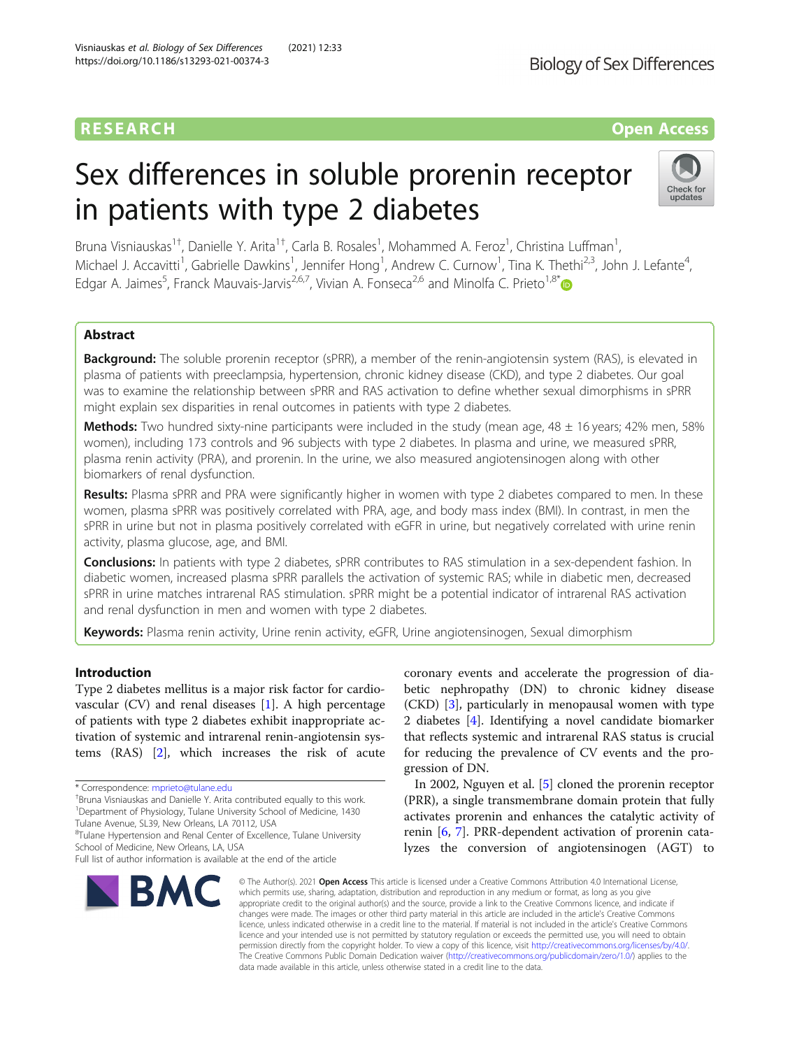RESEARCH

Open Access

# Sex differences in soluble prorenin receptor in patients with type 2 diabetes

Bruna Visniauskas[1†], Danielle Y. Arita[1†], Carla B. Rosales[1], Mohammed A. Feroz[1], Christina Luffman[1], Michael J. Accavitti[1], Gabrielle Dawkins[1], Jennifer Hong[1], Andrew C. Curnow[1], Tina K. Thethi[2,3], John J. Lefante[4], Edgar A. Jaimes[5], Franck Mauvais-Jarvis[2,6,7], Vivian A. Fonseca[2,6] and Minolfa C. Prieto[1,8*]

## Abstract

**Background:** The soluble prorenin receptor (sPRR), a member of the renin-angiotensin system (RAS), is elevated in plasma of patients with preeclampsia, hypertension, chronic kidney disease (CKD), and type 2 diabetes. Our goal was to examine the relationship between sPRR and RAS activation to define whether sexual dimorphisms in sPRR might explain sex disparities in renal outcomes in patients with type 2 diabetes.

**Methods:** Two hundred sixty-nine participants were included in the study (mean age, 48 ± 16 years; 42% men, 58% women), including 173 controls and 96 subjects with type 2 diabetes. In plasma and urine, we measured sPRR, plasma renin activity (PRA), and prorenin. In the urine, we also measured angiotensinogen along with other biomarkers of renal dysfunction.

**Results:** Plasma sPRR and PRA were significantly higher in women with type 2 diabetes compared to men. In these women, plasma sPRR was positively correlated with PRA, age, and body mass index (BMI). In contrast, in men the sPRR in urine but not in plasma positively correlated with eGFR in urine, but negatively correlated with urine renin activity, plasma glucose, age, and BMI.

**Conclusions:** In patients with type 2 diabetes, sPRR contributes to RAS stimulation in a sex-dependent fashion. In diabetic women, increased plasma sPRR parallels the activation of systemic RAS; while in diabetic men, decreased sPRR in urine matches intrarenal RAS stimulation. sPRR might be a potential indicator of intrarenal RAS activation and renal dysfunction in men and women with type 2 diabetes.

**Keywords:** Plasma renin activity, Urine renin activity, eGFR, Urine angiotensinogen, Sexual dimorphism

## Introduction

Type 2 diabetes mellitus is a major risk factor for cardiovascular (CV) and renal diseases [1]. A high percentage of patients with type 2 diabetes exhibit inappropriate activation of systemic and intrarenal renin-angiotensin systems (RAS) [2], which increases the risk of acute coronary events and accelerate the progression of diabetic nephropathy (DN) to chronic kidney disease (CKD) [3], particularly in menopausal women with type 2 diabetes [4]. Identifying a novel candidate biomarker that reflects systemic and intrarenal RAS status is crucial for reducing the prevalence of CV events and the progression of DN.

In 2002, Nguyen et al. [5] cloned the prorenin receptor (PRR), a single transmembrane domain protein that fully activates prorenin and enhances the catalytic activity of renin [6, 7]. PRR-dependent activation of prorenin catalyzes the conversion of angiotensinogen (AGT) to

\* Correspondence: mprieto@tulane.edu
†Bruna Visniauskas and Danielle Y. Arita contributed equally to this work.
[1]Department of Physiology, Tulane University School of Medicine, 1430 Tulane Avenue, SL39, New Orleans, LA 70112, USA
[8]Tulane Hypertension and Renal Center of Excellence, Tulane University School of Medicine, New Orleans, LA, USA
Full list of author information is available at the end of the article

© The Author(s). 2021 **Open Access** This article is licensed under a Creative Commons Attribution 4.0 International License, which permits use, sharing, adaptation, distribution and reproduction in any medium or format, as long as you give appropriate credit to the original author(s) and the source, provide a link to the Creative Commons licence, and indicate if changes were made. The images or other third party material in this article are included in the article's Creative Commons licence, unless indicated otherwise in a credit line to the material. If material is not included in the article's Creative Commons licence and your intended use is not permitted by statutory regulation or exceeds the permitted use, you will need to obtain permission directly from the copyright holder. To view a copy of this licence, visit http://creativecommons.org/licenses/by/4.0/. The Creative Commons Public Domain Dedication waiver (http://creativecommons.org/publicdomain/zero/1.0/) applies to the data made available in this article, unless otherwise stated in a credit line to the data.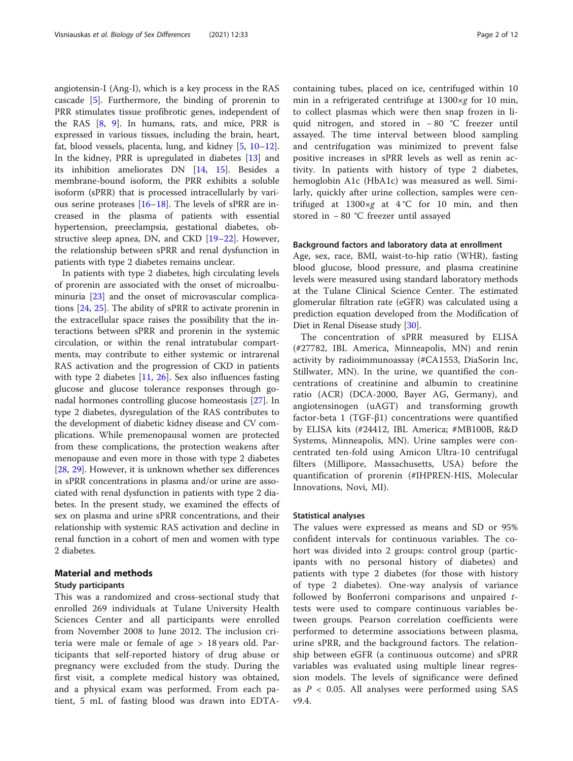angiotensin-I (Ang-I), which is a key process in the RAS cascade [5]. Furthermore, the binding of prorenin to PRR stimulates tissue profibrotic genes, independent of the RAS [8, 9]. In humans, rats, and mice, PRR is expressed in various tissues, including the brain, heart, fat, blood vessels, placenta, lung, and kidney [5, 10–12]. In the kidney, PRR is upregulated in diabetes [13] and its inhibition ameliorates DN [14, 15]. Besides a membrane-bound isoform, the PRR exhibits a soluble isoform (sPRR) that is processed intracellularly by various serine proteases [16–18]. The levels of sPRR are increased in the plasma of patients with essential hypertension, preeclampsia, gestational diabetes, obstructive sleep apnea, DN, and CKD [19–22]. However, the relationship between sPRR and renal dysfunction in patients with type 2 diabetes remains unclear.

In patients with type 2 diabetes, high circulating levels of prorenin are associated with the onset of microalbuminuria [23] and the onset of microvascular complications [24, 25]. The ability of sPRR to activate prorenin in the extracellular space raises the possibility that the interactions between sPRR and prorenin in the systemic circulation, or within the renal intratubular compartments, may contribute to either systemic or intrarenal RAS activation and the progression of CKD in patients with type 2 diabetes [11, 26]. Sex also influences fasting glucose and glucose tolerance responses through gonadal hormones controlling glucose homeostasis [27]. In type 2 diabetes, dysregulation of the RAS contributes to the development of diabetic kidney disease and CV complications. While premenopausal women are protected from these complications, the protection weakens after menopause and even more in those with type 2 diabetes [28, 29]. However, it is unknown whether sex differences in sPRR concentrations in plasma and/or urine are associated with renal dysfunction in patients with type 2 diabetes. In the present study, we examined the effects of sex on plasma and urine sPRR concentrations, and their relationship with systemic RAS activation and decline in renal function in a cohort of men and women with type 2 diabetes.

## Material and methods

### Study participants

This was a randomized and cross-sectional study that enrolled 269 individuals at Tulane University Health Sciences Center and all participants were enrolled from November 2008 to June 2012. The inclusion criteria were male or female of age > 18 years old. Participants that self-reported history of drug abuse or pregnancy were excluded from the study. During the first visit, a complete medical history was obtained, and a physical exam was performed. From each patient, 5 mL of fasting blood was drawn into EDTA-containing tubes, placed on ice, centrifuged within 10 min in a refrigerated centrifuge at 1300×*g* for 10 min, to collect plasmas which were then snap frozen in liquid nitrogen, and stored in − 80 °C freezer until assayed. The time interval between blood sampling and centrifugation was minimized to prevent false positive increases in sPRR levels as well as renin activity. In patients with history of type 2 diabetes, hemoglobin A1c (HbA1c) was measured as well. Similarly, quickly after urine collection, samples were centrifuged at 1300×*g* at 4 °C for 10 min, and then stored in − 80 °C freezer until assayed

### Background factors and laboratory data at enrollment

Age, sex, race, BMI, waist-to-hip ratio (WHR), fasting blood glucose, blood pressure, and plasma creatinine levels were measured using standard laboratory methods at the Tulane Clinical Science Center. The estimated glomerular filtration rate (eGFR) was calculated using a prediction equation developed from the Modification of Diet in Renal Disease study [30].

The concentration of sPRR measured by ELISA (#27782, IBL America, Minneapolis, MN) and renin activity by radioimmunoassay (#CA1553, DiaSorin Inc, Stillwater, MN). In the urine, we quantified the concentrations of creatinine and albumin to creatinine ratio (ACR) (DCA-2000, Bayer AG, Germany), and angiotensinogen (uAGT) and transforming growth factor-beta 1 (TGF-β1) concentrations were quantified by ELISA kits (#24412, IBL America; #MB100B, R&D Systems, Minneapolis, MN). Urine samples were concentrated ten-fold using Amicon Ultra-10 centrifugal filters (Millipore, Massachusetts, USA) before the quantification of prorenin (#IHPREN-HIS, Molecular Innovations, Novi, MI).

### Statistical analyses

The values were expressed as means and SD or 95% confident intervals for continuous variables. The cohort was divided into 2 groups: control group (participants with no personal history of diabetes) and patients with type 2 diabetes (for those with history of type 2 diabetes). One-way analysis of variance followed by Bonferroni comparisons and unpaired *t*-tests were used to compare continuous variables between groups. Pearson correlation coefficients were performed to determine associations between plasma, urine sPRR, and the background factors. The relationship between eGFR (a continuous outcome) and sPRR variables was evaluated using multiple linear regression models. The levels of significance were defined as $P < 0.05$. All analyses were performed using SAS v9.4.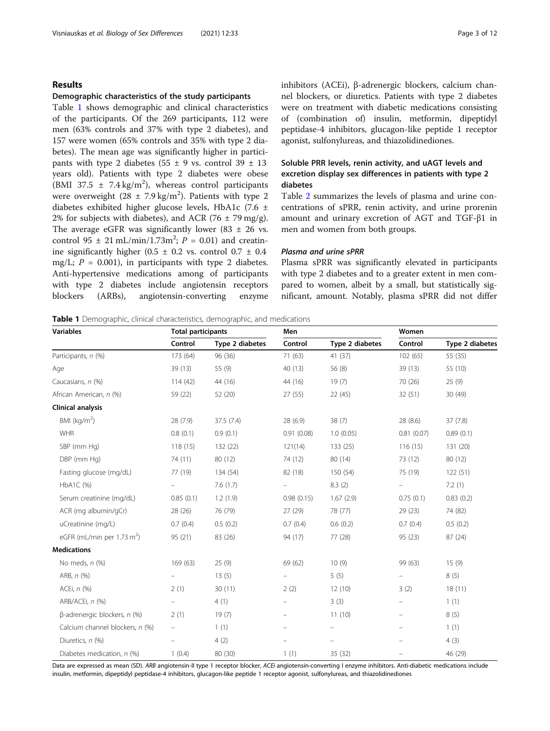## Results

### Demographic characteristics of the study participants

Table 1 shows demographic and clinical characteristics of the participants. Of the 269 participants, 112 were men (63% controls and 37% with type 2 diabetes), and 157 were women (65% controls and 35% with type 2 diabetes). The mean age was significantly higher in participants with type 2 diabetes (55 ± 9 vs. control 39 ± 13 years old). Patients with type 2 diabetes were obese (BMI 37.5 ± 7.4 kg/m$^2$), whereas control participants were overweight (28 ± 7.9 kg/m$^2$). Patients with type 2 diabetes exhibited higher glucose levels, HbA1c (7.6 ± 2% for subjects with diabetes), and ACR (76 ± 79 mg/g). The average eGFR was significantly lower (83 ± 26 vs. control 95 ± 21 mL/min/1.73m$^2$; $P$ = 0.01) and creatinine significantly higher (0.5 ± 0.2 vs. control 0.7 ± 0.4 mg/L; $P$ = 0.001), in participants with type 2 diabetes. Anti-hypertensive medications among of participants with type 2 diabetes include angiotensin receptors blockers (ARBs), angiotensin-converting enzyme inhibitors (ACEi), β-adrenergic blockers, calcium channel blockers, or diuretics. Patients with type 2 diabetes were on treatment with diabetic medications consisting of (combination of) insulin, metformin, dipeptidyl peptidase-4 inhibitors, glucagon-like peptide 1 receptor agonist, sulfonylureas, and thiazolidinediones.

### Soluble PRR levels, renin activity, and uAGT levels and excretion display sex differences in patients with type 2 diabetes

Table 2 summarizes the levels of plasma and urine concentrations of sPRR, renin activity, and urine prorenin amount and urinary excretion of AGT and TGF-β1 in men and women from both groups.

#### *Plasma and urine sPRR*

Plasma sPRR was significantly elevated in participants with type 2 diabetes and to a greater extent in men compared to women, albeit by a small, but statistically significant, amount. Notably, plasma sPRR did not differ

**Table 1** Demographic, clinical characteristics, demographic, and medications

| Variables | Total participants | | Men | | Women | |
|---|---|---|---|---|---|---|
| | Control | Type 2 diabetes | Control | Type 2 diabetes | Control | Type 2 diabetes |
| Participants, *n* (%) | 173 (64) | 96 (36) | 71 (63) | 41 (37) | 102 (65) | 55 (35) |
| Age | 39 (13) | 55 (9) | 40 (13) | 56 (8) | 39 (13) | 55 (10) |
| Caucasians, *n* (%) | 114 (42) | 44 (16) | 44 (16) | 19 (7) | 70 (26) | 25 (9) |
| African American, *n* (%) | 59 (22) | 52 (20) | 27 (55) | 22 (45) | 32 (51) | 30 (49) |
| **Clinical analysis** | | | | | | |
| BMI (kg/m$^2$) | 28 (7.9) | 37.5 (7.4) | 28 (6.9) | 38 (7) | 28 (8.6) | 37 (7.8) |
| WHR | 0.8 (0.1) | 0.9 (0.1) | 0.91 (0.08) | 1.0 (0.05) | 0.81 (0.07) | 0.89 (0.1) |
| SBP (mm Hg) | 118 (15) | 132 (22) | 121(14) | 133 (25) | 116 (15) | 131 (20) |
| DBP (mm Hg) | 74 (11) | 80 (12) | 74 (12) | 80 (14) | 73 (12) | 80 (12) |
| Fasting glucose (mg/dL) | 77 (19) | 134 (54) | 82 (18) | 150 (54) | 75 (19) | 122 (51) |
| HbA1C (%) | – | 7.6 (1.7) | – | 8.3 (2) | – | 7.2 (1) |
| Serum creatinine (mg/dL) | 0.85 (0.1) | 1.2 (1.9) | 0.98 (0.15) | 1.67 (2.9) | 0.75 (0.1) | 0.83 (0.2) |
| ACR (mg albumin/gCr) | 28 (26) | 76 (79) | 27 (29) | 78 (77) | 29 (23) | 74 (82) |
| uCreatinine (mg/L) | 0.7 (0.4) | 0.5 (0.2) | 0.7 (0.4) | 0.6 (0.2) | 0.7 (0.4) | 0.5 (0.2) |
| eGFR (mL/min per 1.73 m$^2$) | 95 (21) | 83 (26) | 94 (17) | 77 (28) | 95 (23) | 87 (24) |
| **Medications** | | | | | | |
| No meds, *n* (%) | 169 (63) | 25 (9) | 69 (62) | 10 (9) | 99 (63) | 15 (9) |
| ARB, *n* (%) | – | 13 (5) | – | 5 (5) | – | 8 (5) |
| ACEi, *n* (%) | 2 (1) | 30 (11) | 2 (2) | 12 (10) | 3 (2) | 18 (11) |
| ARB/ACEi, *n* (%) | – | 4 (1) | – | 3 (3) | – | 1 (1) |
| β-adrenergic blockers, *n* (%) | 2 (1) | 19 (7) | – | 11 (10) | – | 8 (5) |
| Calcium channel blockers, *n* (%) | – | 1 (1) | – | – | – | 1 (1) |
| Diuretics, *n* (%) | – | 4 (2) | – | – | – | 4 (3) |
| Diabetes medication, *n* (%) | 1 (0.4) | 80 (30) | 1 (1) | 35 (32) | – | 46 (29) |

Data are expressed as mean (SD). *ARB* angiotensin-II type 1 receptor blocker, *ACEi* angiotensin-converting I enzyme inhibitors. Anti-diabetic medications include insulin, metformin, dipeptidyl peptidase-4 inhibitors, glucagon-like peptide 1 receptor agonist, sulfonylureas, and thiazolidinediones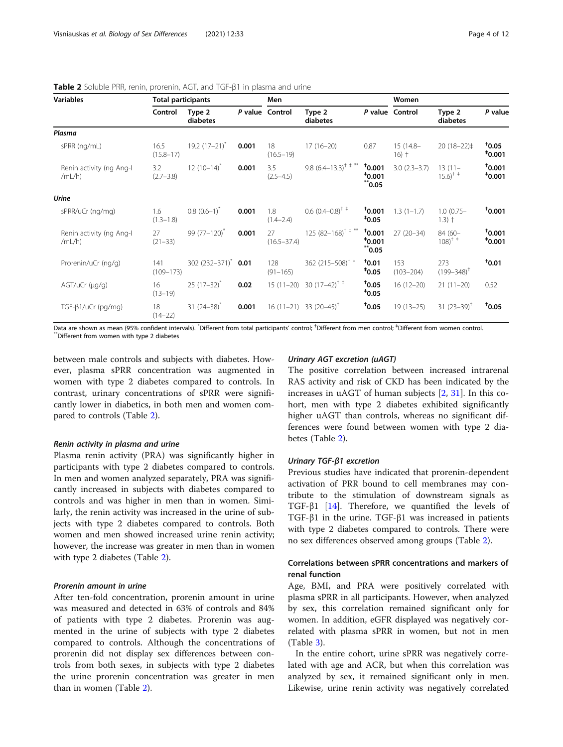**Table 2** Soluble PRR, renin, prorenin, AGT, and TGF-β1 in plasma and urine

| Variables | Total participants | | | Men | | | Women | | |
|---|---|---|---|---|---|---|---|---|---|
| | Control | Type 2 diabetes | P value | Control | Type 2 diabetes | P value | Control | Type 2 diabetes | P value |
| ***Plasma*** | | | | | | | | | |
| sPRR (ng/mL) | 16.5 (15.8–17) | 19.2 (17–21)* | **0.001** | 18 (16.5–19) | 17 (16–20) | 0.87 | 15 (14.8–16) † | 20 (18–22)‡ | **†0.05** **‡0.001** |
| Renin activity (ng Ang-I /mL/h) | 3.2 (2.7–3.8) | 12 (10–14)* | **0.001** | 3.5 (2.5–4.5) | 9.8 (6.4–13.3)† ‡ ** | **†0.001** **‡0.001** **\*\*0.05** | 3.0 (2.3–3.7) | 13 (11–15.6)† ‡ | **†0.001** **‡0.001** |
| ***Urine*** | | | | | | | | | |
| sPRR/uCr (ng/mg) | 1.6 (1.3–1.8) | 0.8 (0.6–1)* | **0.001** | 1.8 (1.4–2.4) | 0.6 (0.4–0.8)† ‡ | **†0.001** **‡0.05** | 1.3 (1–1.7) | 1.0 (0.75–1.3) † | **†0.001** |
| Renin activity (ng Ang-I /mL/h) | 27 (21–33) | 99 (77–120)* | **0.001** | 27 (16.5–37.4) | 125 (82–168)† ‡ ** | **†0.001** **‡0.001** **\*\*0.05** | 27 (20–34) | 84 (60–108)† ‡ | **†0.001** **‡0.001** |
| Prorenin/uCr (ng/g) | 141 (109–173) | 302 (232–371)* | **0.01** | 128 (91–165) | 362 (215–508)† ‡ | **†0.01** **‡0.05** | 153 (103–204) | 273 (199–348)† | **†0.01** |
| AGT/uCr (μg/g) | 16 (13–19) | 25 (17–32)* | **0.02** | 15 (11–20) | 30 (17–42)† ‡ | **†0.05** **‡0.05** | 16 (12–20) | 21 (11–20) | 0.52 |
| TGF-β1/uCr (pg/mg) | 18 (14–22) | 31 (24–38)* | **0.001** | 16 (11–21) | 33 (20–45)† | **†0.05** | 19 (13–25) | 31 (23–39)† | **†0.05** |

Data are shown as mean (95% confident intervals). *Different from total participants' control; †Different from men control; ‡Different from women control. **Different from women with type 2 diabetes

between male controls and subjects with diabetes. However, plasma sPRR concentration was augmented in women with type 2 diabetes compared to controls. In contrast, urinary concentrations of sPRR were significantly lower in diabetics, in both men and women compared to controls (Table 2).

#### *Renin activity in plasma and urine*

Plasma renin activity (PRA) was significantly higher in participants with type 2 diabetes compared to controls. In men and women analyzed separately, PRA was significantly increased in subjects with diabetes compared to controls and was higher in men than in women. Similarly, the renin activity was increased in the urine of subjects with type 2 diabetes compared to controls. Both women and men showed increased urine renin activity; however, the increase was greater in men than in women with type 2 diabetes (Table 2).

#### *Prorenin amount in urine*

After ten-fold concentration, prorenin amount in urine was measured and detected in 63% of controls and 84% of patients with type 2 diabetes. Prorenin was augmented in the urine of subjects with type 2 diabetes compared to controls. Although the concentrations of prorenin did not display sex differences between controls from both sexes, in subjects with type 2 diabetes the urine prorenin concentration was greater in men than in women (Table 2).

#### *Urinary AGT excretion (uAGT)*

The positive correlation between increased intrarenal RAS activity and risk of CKD has been indicated by the increases in uAGT of human subjects [2, 31]. In this cohort, men with type 2 diabetes exhibited significantly higher uAGT than controls, whereas no significant differences were found between women with type 2 diabetes (Table 2).

#### *Urinary TGF-β1 excretion*

Previous studies have indicated that prorenin-dependent activation of PRR bound to cell membranes may contribute to the stimulation of downstream signals as TGF-β1 [14]. Therefore, we quantified the levels of TGF-β1 in the urine. TGF-β1 was increased in patients with type 2 diabetes compared to controls. There were no sex differences observed among groups (Table 2).

### Correlations between sPRR concentrations and markers of renal function

Age, BMI, and PRA were positively correlated with plasma sPRR in all participants. However, when analyzed by sex, this correlation remained significant only for women. In addition, eGFR displayed was negatively correlated with plasma sPRR in women, but not in men (Table 3).

In the entire cohort, urine sPRR was negatively correlated with age and ACR, but when this correlation was analyzed by sex, it remained significant only in men. Likewise, urine renin activity was negatively correlated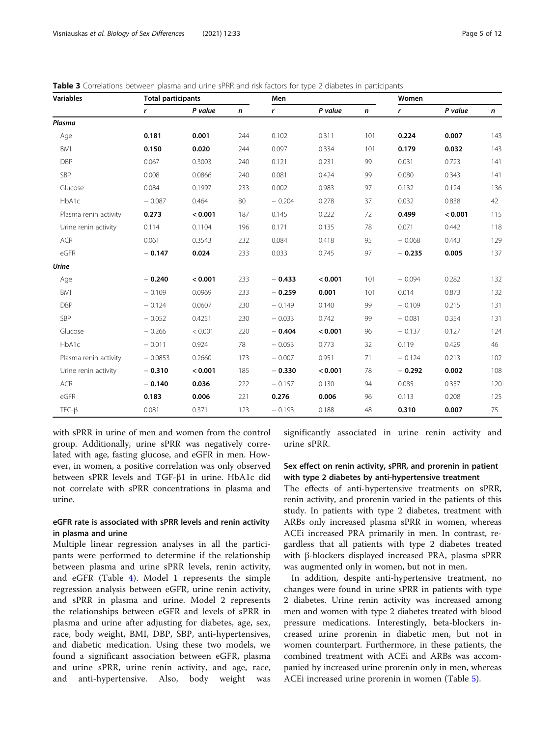**Table 3** Correlations between plasma and urine sPRR and risk factors for type 2 diabetes in participants

| Variables | Total participants | | | Men | | | Women | | |
|---|---|---|---|---|---|---|---|---|---|
| | *r* | *P value* | *n* | *r* | *P value* | *n* | *r* | *P value* | *n* |
| ***Plasma*** | | | | | | | | | |
| Age | **0.181** | **0.001** | 244 | 0.102 | 0.311 | 101 | **0.224** | **0.007** | 143 |
| BMI | **0.150** | **0.020** | 244 | 0.097 | 0.334 | 101 | **0.179** | **0.032** | 143 |
| DBP | 0.067 | 0.3003 | 240 | 0.121 | 0.231 | 99 | 0.031 | 0.723 | 141 |
| SBP | 0.008 | 0.0866 | 240 | 0.081 | 0.424 | 99 | 0.080 | 0.343 | 141 |
| Glucose | 0.084 | 0.1997 | 233 | 0.002 | 0.983 | 97 | 0.132 | 0.124 | 136 |
| HbA1c | − 0.087 | 0.464 | 80 | − 0.204 | 0.278 | 37 | 0.032 | 0.838 | 42 |
| Plasma renin activity | **0.273** | **< 0.001** | 187 | 0.145 | 0.222 | 72 | **0.499** | **< 0.001** | 115 |
| Urine renin activity | 0.114 | 0.1104 | 196 | 0.171 | 0.135 | 78 | 0.071 | 0.442 | 118 |
| ACR | 0.061 | 0.3543 | 232 | 0.084 | 0.418 | 95 | − 0.068 | 0.443 | 129 |
| eGFR | **− 0.147** | **0.024** | 233 | 0.033 | 0.745 | 97 | **− 0.235** | **0.005** | 137 |
| ***Urine*** | | | | | | | | | |
| Age | **− 0.240** | **< 0.001** | 233 | **− 0.433** | **< 0.001** | 101 | − 0.094 | 0.282 | 132 |
| BMI | − 0.109 | 0.0969 | 233 | **− 0.259** | **0.001** | 101 | 0.014 | 0.873 | 132 |
| DBP | − 0.124 | 0.0607 | 230 | − 0.149 | 0.140 | 99 | − 0.109 | 0.215 | 131 |
| SBP | − 0.052 | 0.4251 | 230 | − 0.033 | 0.742 | 99 | − 0.081 | 0.354 | 131 |
| Glucose | − 0.266 | < 0.001 | 220 | **− 0.404** | **< 0.001** | 96 | − 0.137 | 0.127 | 124 |
| HbA1c | − 0.011 | 0.924 | 78 | − 0.053 | 0.773 | 32 | 0.119 | 0.429 | 46 |
| Plasma renin activity | − 0.0853 | 0.2660 | 173 | − 0.007 | 0.951 | 71 | − 0.124 | 0.213 | 102 |
| Urine renin activity | **− 0.310** | **< 0.001** | 185 | **− 0.330** | **< 0.001** | 78 | **− 0.292** | **0.002** | 108 |
| ACR | **− 0.140** | **0.036** | 222 | − 0.157 | 0.130 | 94 | 0.085 | 0.357 | 120 |
| eGFR | **0.183** | **0.006** | 221 | **0.276** | **0.006** | 96 | 0.113 | 0.208 | 125 |
| TFG-β | 0.081 | 0.371 | 123 | − 0.193 | 0.188 | 48 | **0.310** | **0.007** | 75 |

with sPRR in urine of men and women from the control group. Additionally, urine sPRR was negatively correlated with age, fasting glucose, and eGFR in men. However, in women, a positive correlation was only observed between sPRR levels and TGF-β1 in urine. HbA1c did not correlate with sPRR concentrations in plasma and urine.

### eGFR rate is associated with sPRR levels and renin activity in plasma and urine

Multiple linear regression analyses in all the participants were performed to determine if the relationship between plasma and urine sPRR levels, renin activity, and eGFR (Table 4). Model 1 represents the simple regression analysis between eGFR, urine renin activity, and sPRR in plasma and urine. Model 2 represents the relationships between eGFR and levels of sPRR in plasma and urine after adjusting for diabetes, age, sex, race, body weight, BMI, DBP, SBP, anti-hypertensives, and diabetic medication. Using these two models, we found a significant association between eGFR, plasma and urine sPRR, urine renin activity, and age, race, and anti-hypertensive. Also, body weight was significantly associated in urine renin activity and urine sPRR.

### Sex effect on renin activity, sPRR, and prorenin in patient with type 2 diabetes by anti-hypertensive treatment

The effects of anti-hypertensive treatments on sPRR, renin activity, and prorenin varied in the patients of this study. In patients with type 2 diabetes, treatment with ARBs only increased plasma sPRR in women, whereas ACEi increased PRA primarily in men. In contrast, regardless that all patients with type 2 diabetes treated with β-blockers displayed increased PRA, plasma sPRR was augmented only in women, but not in men.

In addition, despite anti-hypertensive treatment, no changes were found in urine sPRR in patients with type 2 diabetes. Urine renin activity was increased among men and women with type 2 diabetes treated with blood pressure medications. Interestingly, beta-blockers increased urine prorenin in diabetic men, but not in women counterpart. Furthermore, in these patients, the combined treatment with ACEi and ARBs was accompanied by increased urine prorenin only in men, whereas ACEi increased urine prorenin in women (Table 5).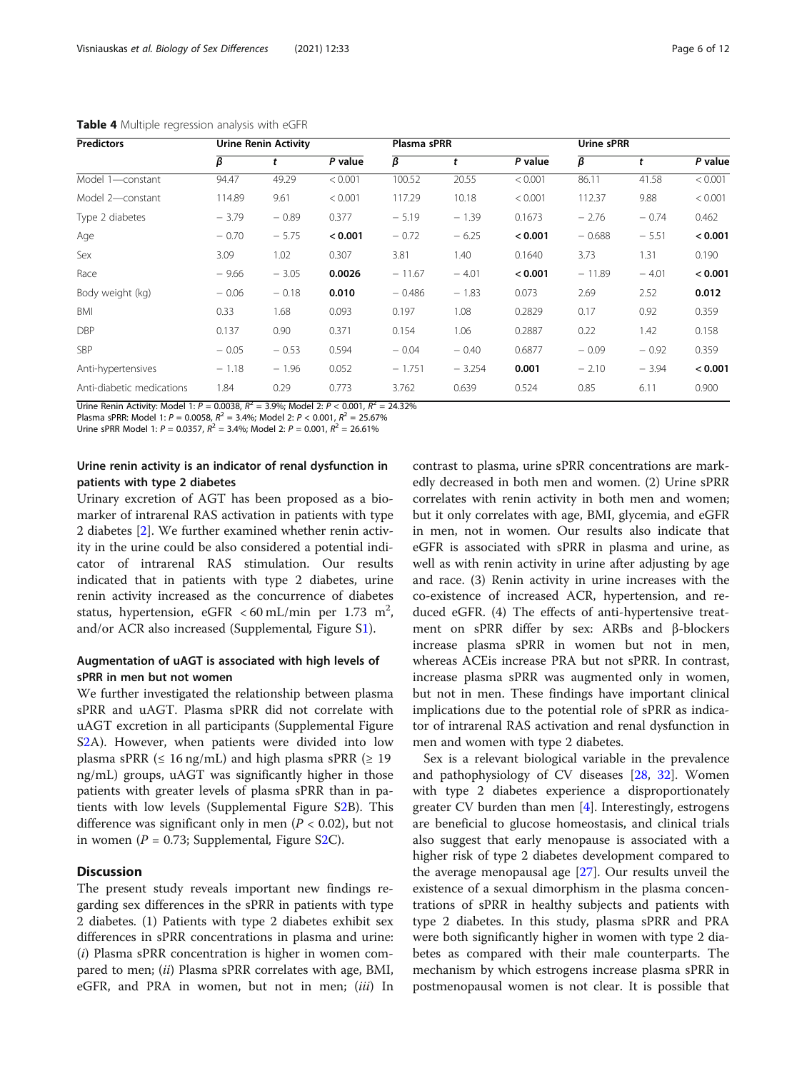**Table 4** Multiple regression analysis with eGFR

| Predictors | Urine Renin Activity | | | Plasma sPRR | | | Urine sPRR | | |
|---|---|---|---|---|---|---|---|---|---|
| | $\beta$ | $t$ | $P$ value | $\beta$ | $t$ | $P$ value | $\beta$ | $t$ | $P$ value |
| Model 1—constant | 94.47 | 49.29 | < 0.001 | 100.52 | 20.55 | < 0.001 | 86.11 | 41.58 | < 0.001 |
| Model 2—constant | 114.89 | 9.61 | < 0.001 | 117.29 | 10.18 | < 0.001 | 112.37 | 9.88 | < 0.001 |
| Type 2 diabetes | − 3.79 | − 0.89 | 0.377 | − 5.19 | − 1.39 | 0.1673 | − 2.76 | − 0.74 | 0.462 |
| Age | − 0.70 | − 5.75 | **< 0.001** | − 0.72 | − 6.25 | **< 0.001** | − 0.688 | − 5.51 | **< 0.001** |
| Sex | 3.09 | 1.02 | 0.307 | 3.81 | 1.40 | 0.1640 | 3.73 | 1.31 | 0.190 |
| Race | − 9.66 | − 3.05 | **0.0026** | − 11.67 | − 4.01 | **< 0.001** | − 11.89 | − 4.01 | **< 0.001** |
| Body weight (kg) | − 0.06 | − 0.18 | **0.010** | − 0.486 | − 1.83 | 0.073 | 2.69 | 2.52 | **0.012** |
| BMI | 0.33 | 1.68 | 0.093 | 0.197 | 1.08 | 0.2829 | 0.17 | 0.92 | 0.359 |
| DBP | 0.137 | 0.90 | 0.371 | 0.154 | 1.06 | 0.2887 | 0.22 | 1.42 | 0.158 |
| SBP | − 0.05 | − 0.53 | 0.594 | − 0.04 | − 0.40 | 0.6877 | − 0.09 | − 0.92 | 0.359 |
| Anti-hypertensives | − 1.18 | − 1.96 | 0.052 | − 1.751 | − 3.254 | **0.001** | − 2.10 | − 3.94 | **< 0.001** |
| Anti-diabetic medications | 1.84 | 0.29 | 0.773 | 3.762 | 0.639 | 0.524 | 0.85 | 6.11 | 0.900 |

Urine Renin Activity: Model 1: $P = 0.0038$, $R^2 = 3.9\%$; Model 2: $P < 0.001$, $R^2 = 24.32\%$
Plasma sPRR: Model 1: $P = 0.0058$, $R^2 = 3.4\%$; Model 2: $P < 0.001$, $R^2 = 25.67\%$
Urine sPRR Model 1: $P = 0.0357$, $R^2 = 3.4\%$; Model 2: $P = 0.001$, $R^2 = 26.61\%$

### Urine renin activity is an indicator of renal dysfunction in patients with type 2 diabetes

Urinary excretion of AGT has been proposed as a biomarker of intrarenal RAS activation in patients with type 2 diabetes [2]. We further examined whether renin activity in the urine could be also considered a potential indicator of intrarenal RAS stimulation. Our results indicated that in patients with type 2 diabetes, urine renin activity increased as the concurrence of diabetes status, hypertension, eGFR < 60 mL/min per 1.73 m$^2$, and/or ACR also increased (Supplemental, Figure S1).

### Augmentation of uAGT is associated with high levels of sPRR in men but not women

We further investigated the relationship between plasma sPRR and uAGT. Plasma sPRR did not correlate with uAGT excretion in all participants (Supplemental Figure S2A). However, when patients were divided into low plasma sPRR (≤ 16 ng/mL) and high plasma sPRR (≥ 19 ng/mL) groups, uAGT was significantly higher in those patients with greater levels of plasma sPRR than in patients with low levels (Supplemental Figure S2B). This difference was significant only in men ($P < 0.02$), but not in women ($P = 0.73$; Supplemental, Figure S2C).

## Discussion

The present study reveals important new findings regarding sex differences in the sPRR in patients with type 2 diabetes. (1) Patients with type 2 diabetes exhibit sex differences in sPRR concentrations in plasma and urine: (*i*) Plasma sPRR concentration is higher in women compared to men; (*ii*) Plasma sPRR correlates with age, BMI, eGFR, and PRA in women, but not in men; (*iii*) In contrast to plasma, urine sPRR concentrations are markedly decreased in both men and women. (2) Urine sPRR correlates with renin activity in both men and women; but it only correlates with age, BMI, glycemia, and eGFR in men, not in women. Our results also indicate that eGFR is associated with sPRR in plasma and urine, as well as with renin activity in urine after adjusting by age and race. (3) Renin activity in urine increases with the co-existence of increased ACR, hypertension, and reduced eGFR. (4) The effects of anti-hypertensive treatment on sPRR differ by sex: ARBs and β-blockers increase plasma sPRR in women but not in men, whereas ACEis increase PRA but not sPRR. In contrast, increase plasma sPRR was augmented only in women, but not in men. These findings have important clinical implications due to the potential role of sPRR as indicator of intrarenal RAS activation and renal dysfunction in men and women with type 2 diabetes.

Sex is a relevant biological variable in the prevalence and pathophysiology of CV diseases [28, 32]. Women with type 2 diabetes experience a disproportionately greater CV burden than men [4]. Interestingly, estrogens are beneficial to glucose homeostasis, and clinical trials also suggest that early menopause is associated with a higher risk of type 2 diabetes development compared to the average menopausal age [27]. Our results unveil the existence of a sexual dimorphism in the plasma concentrations of sPRR in healthy subjects and patients with type 2 diabetes. In this study, plasma sPRR and PRA were both significantly higher in women with type 2 diabetes as compared with their male counterparts. The mechanism by which estrogens increase plasma sPRR in postmenopausal women is not clear. It is possible that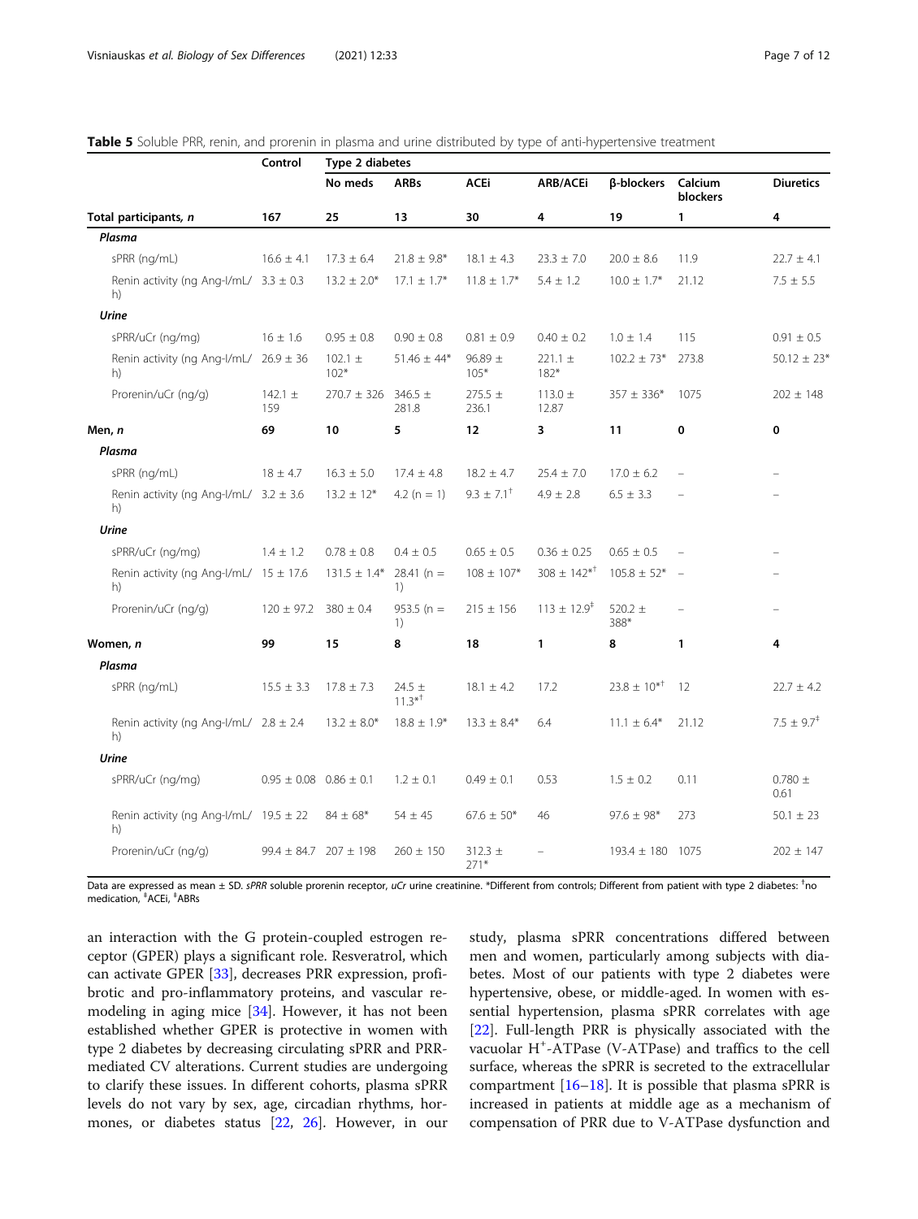**Table 5** Soluble PRR, renin, and prorenin in plasma and urine distributed by type of anti-hypertensive treatment

| | Control | Type 2 diabetes | | | | | | |
|---|---|---|---|---|---|---|---|---|
| | | No meds | ARBs | ACEi | ARB/ACEi | β-blockers | Calcium blockers | Diuretics |
| **Total participants, *n*** | **167** | **25** | **13** | **30** | **4** | **19** | **1** | **4** |
| ***Plasma*** | | | | | | | | |
| sPRR (ng/mL) | 16.6 ± 4.1 | 17.3 ± 6.4 | 21.8 ± 9.8* | 18.1 ± 4.3 | 23.3 ± 7.0 | 20.0 ± 8.6 | 11.9 | 22.7 ± 4.1 |
| Renin activity (ng Ang-I/mL/h) | 3.3 ± 0.3 | 13.2 ± 2.0* | 17.1 ± 1.7* | 11.8 ± 1.7* | 5.4 ± 1.2 | 10.0 ± 1.7* | 21.12 | 7.5 ± 5.5 |
| ***Urine*** | | | | | | | | |
| sPRR/uCr (ng/mg) | 16 ± 1.6 | 0.95 ± 0.8 | 0.90 ± 0.8 | 0.81 ± 0.9 | 0.40 ± 0.2 | 1.0 ± 1.4 | 115 | 0.91 ± 0.5 |
| Renin activity (ng Ang-I/mL/h) | 26.9 ± 36 | 102.1 ± 102* | 51.46 ± 44* | 96.89 ± 105* | 221.1 ± 182* | 102.2 ± 73* | 273.8 | 50.12 ± 23* |
| Prorenin/uCr (ng/g) | 142.1 ± 159 | 270.7 ± 326 | 346.5 ± 281.8 | 275.5 ± 236.1 | 113.0 ± 12.87 | 357 ± 336* | 1075 | 202 ± 148 |
| **Men, *n*** | **69** | **10** | **5** | **12** | **3** | **11** | **0** | **0** |
| ***Plasma*** | | | | | | | | |
| sPRR (ng/mL) | 18 ± 4.7 | 16.3 ± 5.0 | 17.4 ± 4.8 | 18.2 ± 4.7 | 25.4 ± 7.0 | 17.0 ± 6.2 | – | – |
| Renin activity (ng Ang-I/mL/h) | 3.2 ± 3.6 | 13.2 ± 12* | 4.2 (n = 1) | 9.3 ± 7.1[†] | 4.9 ± 2.8 | 6.5 ± 3.3 | – | – |
| ***Urine*** | | | | | | | | |
| sPRR/uCr (ng/mg) | 1.4 ± 1.2 | 0.78 ± 0.8 | 0.4 ± 0.5 | 0.65 ± 0.5 | 0.36 ± 0.25 | 0.65 ± 0.5 | – | – |
| Renin activity (ng Ang-I/mL/h) | 15 ± 17.6 | 131.5 ± 1.4* | 28.41 (n = 1) | 108 ± 107* | 308 ± 142*[†] | 105.8 ± 52* | – | – |
| Prorenin/uCr (ng/g) | 120 ± 97.2 | 380 ± 0.4 | 953.5 (n = 1) | 215 ± 156 | 113 ± 12.9[‡] | 520.2 ± 388* | – | – |
| **Women, *n*** | **99** | **15** | **8** | **18** | **1** | **8** | **1** | **4** |
| ***Plasma*** | | | | | | | | |
| sPRR (ng/mL) | 15.5 ± 3.3 | 17.8 ± 7.3 | 24.5 ± 11.3*[†] | 18.1 ± 4.2 | 17.2 | 23.8 ± 10*[†] | 12 | 22.7 ± 4.2 |
| Renin activity (ng Ang-I/mL/h) | 2.8 ± 2.4 | 13.2 ± 8.0* | 18.8 ± 1.9* | 13.3 ± 8.4* | 6.4 | 11.1 ± 6.4* | 21.12 | 7.5 ± 9.7[‡] |
| ***Urine*** | | | | | | | | |
| sPRR/uCr (ng/mg) | 0.95 ± 0.08 | 0.86 ± 0.1 | 1.2 ± 0.1 | 0.49 ± 0.1 | 0.53 | 1.5 ± 0.2 | 0.11 | 0.780 ± 0.61 |
| Renin activity (ng Ang-I/mL/h) | 19.5 ± 22 | 84 ± 68* | 54 ± 45 | 67.6 ± 50* | 46 | 97.6 ± 98* | 273 | 50.1 ± 23 |
| Prorenin/uCr (ng/g) | 99.4 ± 84.7 | 207 ± 198 | 260 ± 150 | 312.3 ± 271* | – | 193.4 ± 180 | 1075 | 202 ± 147 |

Data are expressed as mean ± SD. *sPRR* soluble prorenin receptor, *uCr* urine creatinine. *Different from controls; Different from patient with type 2 diabetes: [†]no medication, [‡]ACEi, [‡]ABRs

an interaction with the G protein-coupled estrogen receptor (GPER) plays a significant role. Resveratrol, which can activate GPER [33], decreases PRR expression, profibrotic and pro-inflammatory proteins, and vascular remodeling in aging mice [34]. However, it has not been established whether GPER is protective in women with type 2 diabetes by decreasing circulating sPRR and PRR-mediated CV alterations. Current studies are undergoing to clarify these issues. In different cohorts, plasma sPRR levels do not vary by sex, age, circadian rhythms, hormones, or diabetes status [22, 26]. However, in our study, plasma sPRR concentrations differed between men and women, particularly among subjects with diabetes. Most of our patients with type 2 diabetes were hypertensive, obese, or middle-aged. In women with essential hypertension, plasma sPRR correlates with age [22]. Full-length PRR is physically associated with the vacuolar $H^+$-ATPase (V-ATPase) and traffics to the cell surface, whereas the sPRR is secreted to the extracellular compartment [16–18]. It is possible that plasma sPRR is increased in patients at middle age as a mechanism of compensation of PRR due to V-ATPase dysfunction and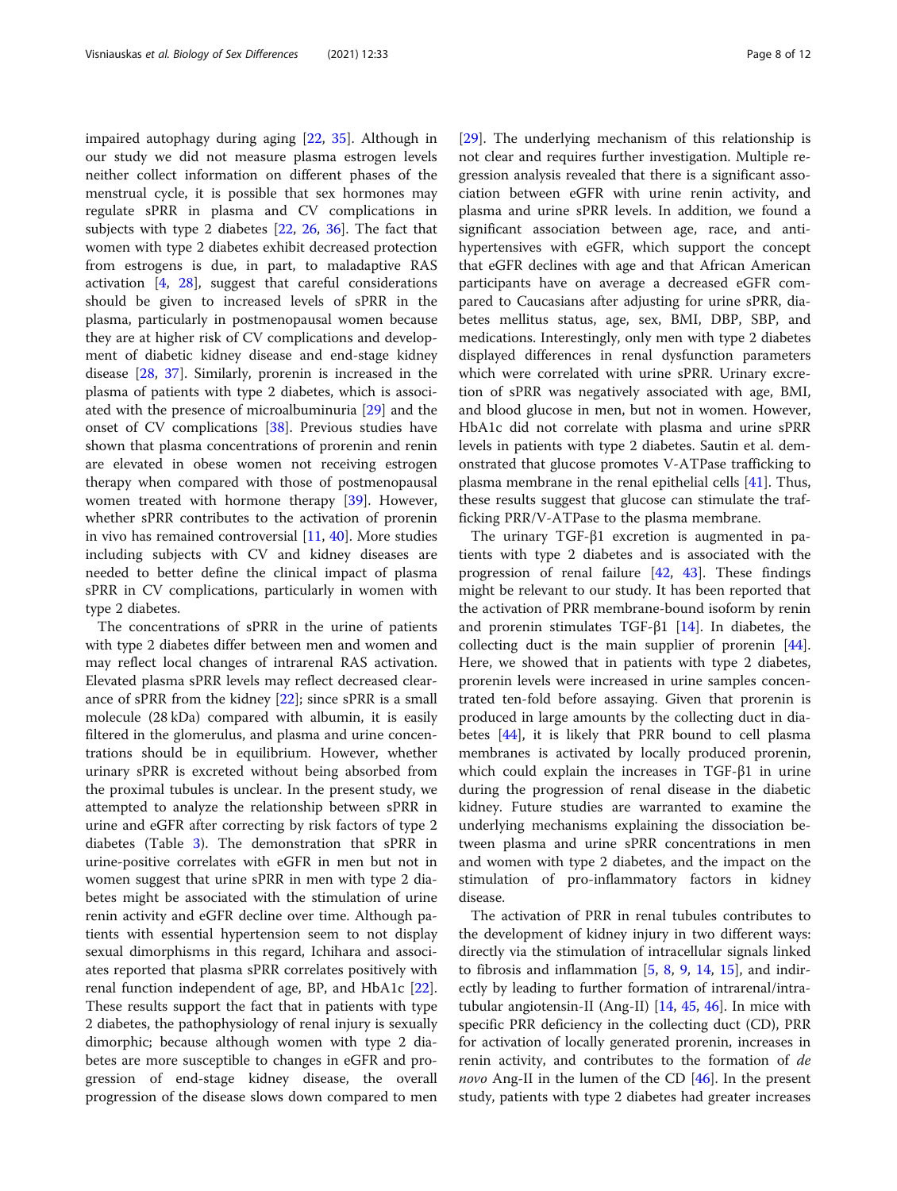impaired autophagy during aging [22, 35]. Although in our study we did not measure plasma estrogen levels neither collect information on different phases of the menstrual cycle, it is possible that sex hormones may regulate sPRR in plasma and CV complications in subjects with type 2 diabetes [22, 26, 36]. The fact that women with type 2 diabetes exhibit decreased protection from estrogens is due, in part, to maladaptive RAS activation [4, 28], suggest that careful considerations should be given to increased levels of sPRR in the plasma, particularly in postmenopausal women because they are at higher risk of CV complications and development of diabetic kidney disease and end-stage kidney disease [28, 37]. Similarly, prorenin is increased in the plasma of patients with type 2 diabetes, which is associated with the presence of microalbuminuria [29] and the onset of CV complications [38]. Previous studies have shown that plasma concentrations of prorenin and renin are elevated in obese women not receiving estrogen therapy when compared with those of postmenopausal women treated with hormone therapy [39]. However, whether sPRR contributes to the activation of prorenin in vivo has remained controversial [11, 40]. More studies including subjects with CV and kidney diseases are needed to better define the clinical impact of plasma sPRR in CV complications, particularly in women with type 2 diabetes.

The concentrations of sPRR in the urine of patients with type 2 diabetes differ between men and women and may reflect local changes of intrarenal RAS activation. Elevated plasma sPRR levels may reflect decreased clearance of sPRR from the kidney [22]; since sPRR is a small molecule (28 kDa) compared with albumin, it is easily filtered in the glomerulus, and plasma and urine concentrations should be in equilibrium. However, whether urinary sPRR is excreted without being absorbed from the proximal tubules is unclear. In the present study, we attempted to analyze the relationship between sPRR in urine and eGFR after correcting by risk factors of type 2 diabetes (Table 3). The demonstration that sPRR in urine-positive correlates with eGFR in men but not in women suggest that urine sPRR in men with type 2 diabetes might be associated with the stimulation of urine renin activity and eGFR decline over time. Although patients with essential hypertension seem to not display sexual dimorphisms in this regard, Ichihara and associates reported that plasma sPRR correlates positively with renal function independent of age, BP, and HbA1c [22]. These results support the fact that in patients with type 2 diabetes, the pathophysiology of renal injury is sexually dimorphic; because although women with type 2 diabetes are more susceptible to changes in eGFR and progression of end-stage kidney disease, the overall progression of the disease slows down compared to men [29]. The underlying mechanism of this relationship is not clear and requires further investigation. Multiple regression analysis revealed that there is a significant association between eGFR with urine renin activity, and plasma and urine sPRR levels. In addition, we found a significant association between age, race, and antihypertensives with eGFR, which support the concept that eGFR declines with age and that African American participants have on average a decreased eGFR compared to Caucasians after adjusting for urine sPRR, diabetes mellitus status, age, sex, BMI, DBP, SBP, and medications. Interestingly, only men with type 2 diabetes displayed differences in renal dysfunction parameters which were correlated with urine sPRR. Urinary excretion of sPRR was negatively associated with age, BMI, and blood glucose in men, but not in women. However, HbA1c did not correlate with plasma and urine sPRR levels in patients with type 2 diabetes. Sautin et al. demonstrated that glucose promotes V-ATPase trafficking to plasma membrane in the renal epithelial cells [41]. Thus, these results suggest that glucose can stimulate the trafficking PRR/V-ATPase to the plasma membrane.

The urinary TGF-β1 excretion is augmented in patients with type 2 diabetes and is associated with the progression of renal failure [42, 43]. These findings might be relevant to our study. It has been reported that the activation of PRR membrane-bound isoform by renin and prorenin stimulates TGF-β1 [14]. In diabetes, the collecting duct is the main supplier of prorenin [44]. Here, we showed that in patients with type 2 diabetes, prorenin levels were increased in urine samples concentrated ten-fold before assaying. Given that prorenin is produced in large amounts by the collecting duct in diabetes [44], it is likely that PRR bound to cell plasma membranes is activated by locally produced prorenin, which could explain the increases in TGF-β1 in urine during the progression of renal disease in the diabetic kidney. Future studies are warranted to examine the underlying mechanisms explaining the dissociation between plasma and urine sPRR concentrations in men and women with type 2 diabetes, and the impact on the stimulation of pro-inflammatory factors in kidney disease.

The activation of PRR in renal tubules contributes to the development of kidney injury in two different ways: directly via the stimulation of intracellular signals linked to fibrosis and inflammation [5, 8, 9, 14, 15], and indirectly by leading to further formation of intrarenal/intratubular angiotensin-II (Ang-II) [14, 45, 46]. In mice with specific PRR deficiency in the collecting duct (CD), PRR for activation of locally generated prorenin, increases in renin activity, and contributes to the formation of *de novo* Ang-II in the lumen of the CD [46]. In the present study, patients with type 2 diabetes had greater increases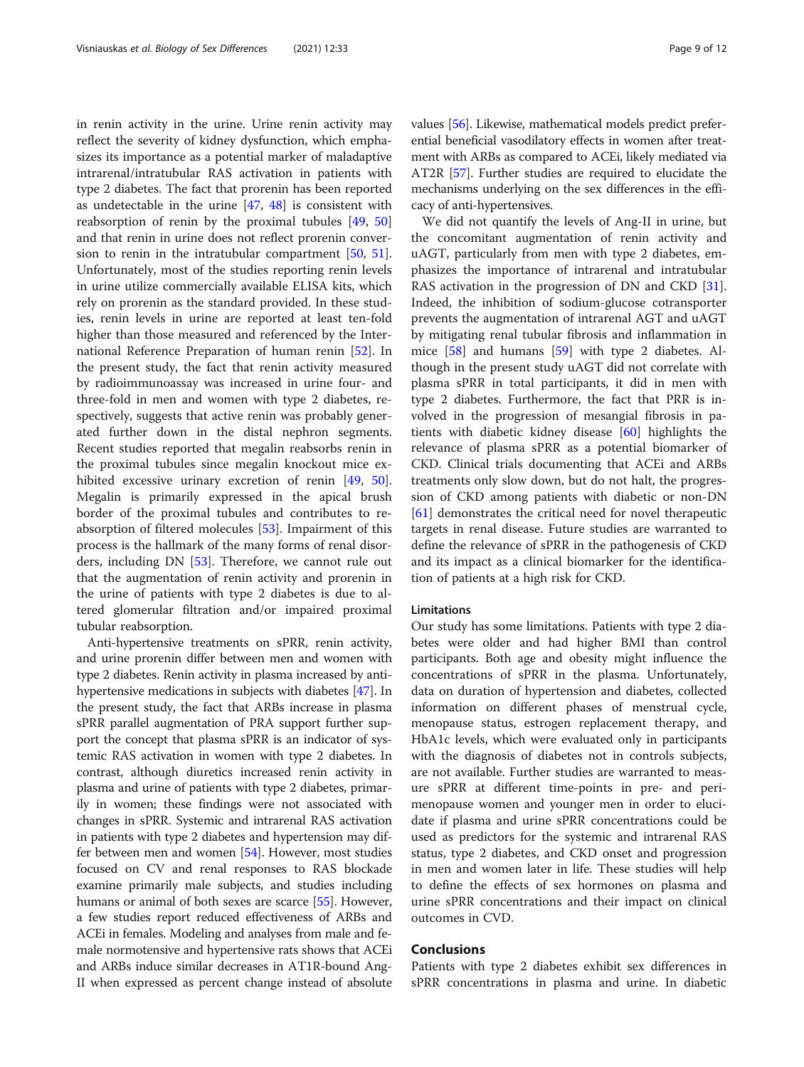in renin activity in the urine. Urine renin activity may reflect the severity of kidney dysfunction, which emphasizes its importance as a potential marker of maladaptive intrarenal/intratubular RAS activation in patients with type 2 diabetes. The fact that prorenin has been reported as undetectable in the urine [47, 48] is consistent with reabsorption of renin by the proximal tubules [49, 50] and that renin in urine does not reflect prorenin conversion to renin in the intratubular compartment [50, 51]. Unfortunately, most of the studies reporting renin levels in urine utilize commercially available ELISA kits, which rely on prorenin as the standard provided. In these studies, renin levels in urine are reported at least ten-fold higher than those measured and referenced by the International Reference Preparation of human renin [52]. In the present study, the fact that renin activity measured by radioimmunoassay was increased in urine four- and three-fold in men and women with type 2 diabetes, respectively, suggests that active renin was probably generated further down in the distal nephron segments. Recent studies reported that megalin reabsorbs renin in the proximal tubules since megalin knockout mice exhibited excessive urinary excretion of renin [49, 50]. Megalin is primarily expressed in the apical brush border of the proximal tubules and contributes to reabsorption of filtered molecules [53]. Impairment of this process is the hallmark of the many forms of renal disorders, including DN [53]. Therefore, we cannot rule out that the augmentation of renin activity and prorenin in the urine of patients with type 2 diabetes is due to altered glomerular filtration and/or impaired proximal tubular reabsorption.

Anti-hypertensive treatments on sPRR, renin activity, and urine prorenin differ between men and women with type 2 diabetes. Renin activity in plasma increased by anti-hypertensive medications in subjects with diabetes [47]. In the present study, the fact that ARBs increase in plasma sPRR parallel augmentation of PRA support further support the concept that plasma sPRR is an indicator of systemic RAS activation in women with type 2 diabetes. In contrast, although diuretics increased renin activity in plasma and urine of patients with type 2 diabetes, primarily in women; these findings were not associated with changes in sPRR. Systemic and intrarenal RAS activation in patients with type 2 diabetes and hypertension may differ between men and women [54]. However, most studies focused on CV and renal responses to RAS blockade examine primarily male subjects, and studies including humans or animal of both sexes are scarce [55]. However, a few studies report reduced effectiveness of ARBs and ACEi in females. Modeling and analyses from male and female normotensive and hypertensive rats shows that ACEi and ARBs induce similar decreases in AT1R-bound Ang-II when expressed as percent change instead of absolute values [56]. Likewise, mathematical models predict preferential beneficial vasodilatory effects in women after treatment with ARBs as compared to ACEi, likely mediated via AT2R [57]. Further studies are required to elucidate the mechanisms underlying on the sex differences in the efficacy of anti-hypertensives.

We did not quantify the levels of Ang-II in urine, but the concomitant augmentation of renin activity and uAGT, particularly from men with type 2 diabetes, emphasizes the importance of intrarenal and intratubular RAS activation in the progression of DN and CKD [31]. Indeed, the inhibition of sodium-glucose cotransporter prevents the augmentation of intrarenal AGT and uAGT by mitigating renal tubular fibrosis and inflammation in mice [58] and humans [59] with type 2 diabetes. Although in the present study uAGT did not correlate with plasma sPRR in total participants, it did in men with type 2 diabetes. Furthermore, the fact that PRR is involved in the progression of mesangial fibrosis in patients with diabetic kidney disease [60] highlights the relevance of plasma sPRR as a potential biomarker of CKD. Clinical trials documenting that ACEi and ARBs treatments only slow down, but do not halt, the progression of CKD among patients with diabetic or non-DN [61] demonstrates the critical need for novel therapeutic targets in renal disease. Future studies are warranted to define the relevance of sPRR in the pathogenesis of CKD and its impact as a clinical biomarker for the identification of patients at a high risk for CKD.

### Limitations

Our study has some limitations. Patients with type 2 diabetes were older and had higher BMI than control participants. Both age and obesity might influence the concentrations of sPRR in the plasma. Unfortunately, data on duration of hypertension and diabetes, collected information on different phases of menstrual cycle, menopause status, estrogen replacement therapy, and HbA1c levels, which were evaluated only in participants with the diagnosis of diabetes not in controls subjects, are not available. Further studies are warranted to measure sPRR at different time-points in pre- and peri-menopause women and younger men in order to elucidate if plasma and urine sPRR concentrations could be used as predictors for the systemic and intrarenal RAS status, type 2 diabetes, and CKD onset and progression in men and women later in life. These studies will help to define the effects of sex hormones on plasma and urine sPRR concentrations and their impact on clinical outcomes in CVD.

## Conclusions

Patients with type 2 diabetes exhibit sex differences in sPRR concentrations in plasma and urine. In diabetic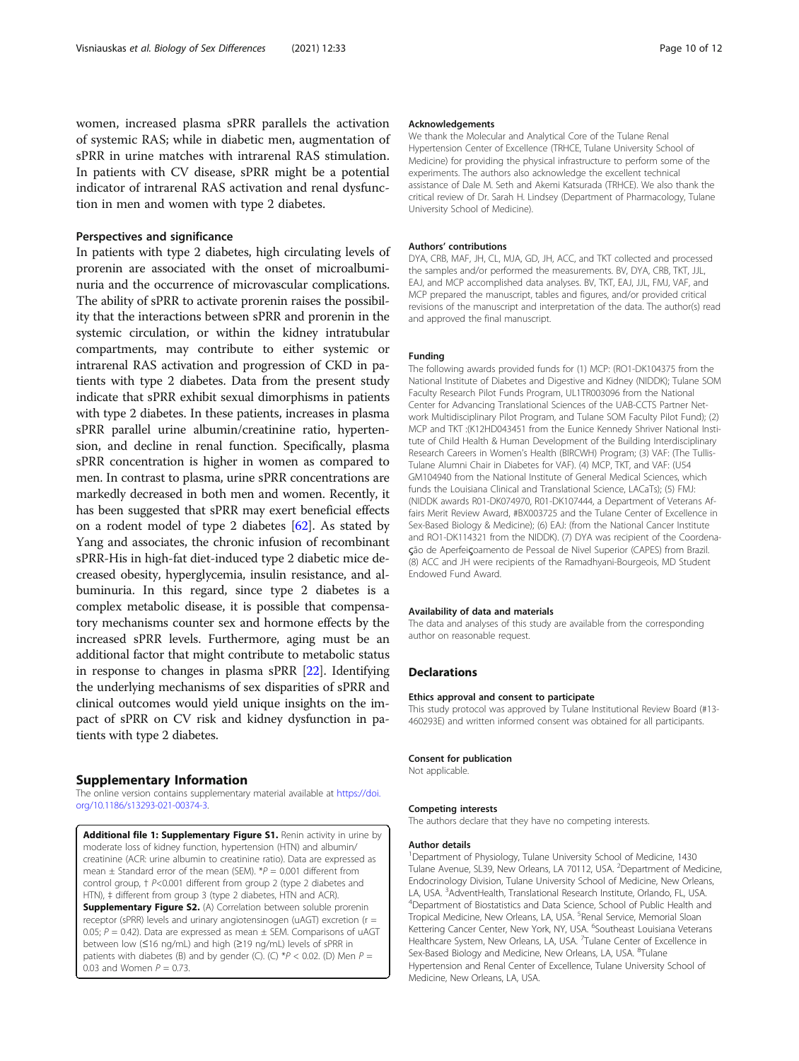women, increased plasma sPRR parallels the activation of systemic RAS; while in diabetic men, augmentation of sPRR in urine matches with intrarenal RAS stimulation. In patients with CV disease, sPRR might be a potential indicator of intrarenal RAS activation and renal dysfunction in men and women with type 2 diabetes.

## Perspectives and significance

In patients with type 2 diabetes, high circulating levels of prorenin are associated with the onset of microalbuminuria and the occurrence of microvascular complications. The ability of sPRR to activate prorenin raises the possibility that the interactions between sPRR and prorenin in the systemic circulation, or within the kidney intratubular compartments, may contribute to either systemic or intrarenal RAS activation and progression of CKD in patients with type 2 diabetes. Data from the present study indicate that sPRR exhibit sexual dimorphisms in patients with type 2 diabetes. In these patients, increases in plasma sPRR parallel urine albumin/creatinine ratio, hypertension, and decline in renal function. Specifically, plasma sPRR concentration is higher in women as compared to men. In contrast to plasma, urine sPRR concentrations are markedly decreased in both men and women. Recently, it has been suggested that sPRR may exert beneficial effects on a rodent model of type 2 diabetes [62]. As stated by Yang and associates, the chronic infusion of recombinant sPRR-His in high-fat diet-induced type 2 diabetic mice decreased obesity, hyperglycemia, insulin resistance, and albuminuria. In this regard, since type 2 diabetes is a complex metabolic disease, it is possible that compensatory mechanisms counter sex and hormone effects by the increased sPRR levels. Furthermore, aging must be an additional factor that might contribute to metabolic status in response to changes in plasma sPRR [22]. Identifying the underlying mechanisms of sex disparities of sPRR and clinical outcomes would yield unique insights on the impact of sPRR on CV risk and kidney dysfunction in patients with type 2 diabetes.

## Supplementary Information

The online version contains supplementary material available at https://doi.org/10.1186/s13293-021-00374-3.

**Additional file 1: Supplementary Figure S1.** Renin activity in urine by moderate loss of kidney function, hypertension (HTN) and albumin/creatinine (ACR: urine albumin to creatinine ratio). Data are expressed as mean ± Standard error of the mean (SEM). *$P = 0.001$ different from control group, † $P<0.001$ different from group 2 (type 2 diabetes and HTN), ‡ different from group 3 (type 2 diabetes, HTN and ACR). **Supplementary Figure S2.** (A) Correlation between soluble prorenin receptor (sPRR) levels and urinary angiotensinogen (uAGT) excretion ($r = 0.05$; $P = 0.42$). Data are expressed as mean ± SEM. Comparisons of uAGT between low (≤16 ng/mL) and high (≥19 ng/mL) levels of sPRR in patients with diabetes (B) and by gender (C). (C) *$P < 0.02$. (D) Men $P = 0.03$ and Women $P = 0.73$.

## Acknowledgements

We thank the Molecular and Analytical Core of the Tulane Renal Hypertension Center of Excellence (TRHCE, Tulane University School of Medicine) for providing the physical infrastructure to perform some of the experiments. The authors also acknowledge the excellent technical assistance of Dale M. Seth and Akemi Katsurada (TRHCE). We also thank the critical review of Dr. Sarah H. Lindsey (Department of Pharmacology, Tulane University School of Medicine).

## Authors' contributions

DYA, CRB, MAF, JH, CL, MJA, GD, JH, ACC, and TKT collected and processed the samples and/or performed the measurements. BV, DYA, CRB, TKT, JJL, EAJ, and MCP accomplished data analyses. BV, TKT, EAJ, JJL, FMJ, VAF, and MCP prepared the manuscript, tables and figures, and/or provided critical revisions of the manuscript and interpretation of the data. The author(s) read and approved the final manuscript.

## Funding

The following awards provided funds for (1) MCP: (RO1-DK104375 from the National Institute of Diabetes and Digestive and Kidney (NIDDK); Tulane SOM Faculty Research Pilot Funds Program, UL1TR003096 from the National Center for Advancing Translational Sciences of the UAB-CCTS Partner Network Multidisciplinary Pilot Program, and Tulane SOM Faculty Pilot Fund); (2) MCP and TKT :(K12HD043451 from the Eunice Kennedy Shriver National Institute of Child Health & Human Development of the Building Interdisciplinary Research Careers in Women's Health (BIRCWH) Program; (3) VAF: (The Tullis-Tulane Alumni Chair in Diabetes for VAF). (4) MCP, TKT, and VAF: (U54 GM104940 from the National Institute of General Medical Sciences, which funds the Louisiana Clinical and Translational Science, LACaTs); (5) FMJ: (NIDDK awards R01-DK074970, R01-DK107444, a Department of Veterans Affairs Merit Review Award, #BX003725 and the Tulane Center of Excellence in Sex-Based Biology & Medicine); (6) EAJ: (from the National Cancer Institute and RO1-DK114321 from the NIDDK). (7) DYA was recipient of the Coordenação de Aperfeiçoamento de Pessoal de Nivel Superior (CAPES) from Brazil. (8) ACC and JH were recipients of the Ramadhyani-Bourgeois, MD Student Endowed Fund Award.

## Availability of data and materials

The data and analyses of this study are available from the corresponding author on reasonable request.

# Declarations

## Ethics approval and consent to participate

This study protocol was approved by Tulane Institutional Review Board (#13-460293E) and written informed consent was obtained for all participants.

## Consent for publication

Not applicable.

## Competing interests

The authors declare that they have no competing interests.

## Author details

[1]Department of Physiology, Tulane University School of Medicine, 1430 Tulane Avenue, SL39, New Orleans, LA 70112, USA. [2]Department of Medicine, Endocrinology Division, Tulane University School of Medicine, New Orleans, LA, USA. [3]AdventHealth, Translational Research Institute, Orlando, FL, USA. [4]Department of Biostatistics and Data Science, School of Public Health and Tropical Medicine, New Orleans, LA, USA. [5]Renal Service, Memorial Sloan Kettering Cancer Center, New York, NY, USA. [6]Southeast Louisiana Veterans Healthcare System, New Orleans, LA, USA. [7]Tulane Center of Excellence in Sex-Based Biology and Medicine, New Orleans, LA, USA. [8]Tulane Hypertension and Renal Center of Excellence, Tulane University School of Medicine, New Orleans, LA, USA.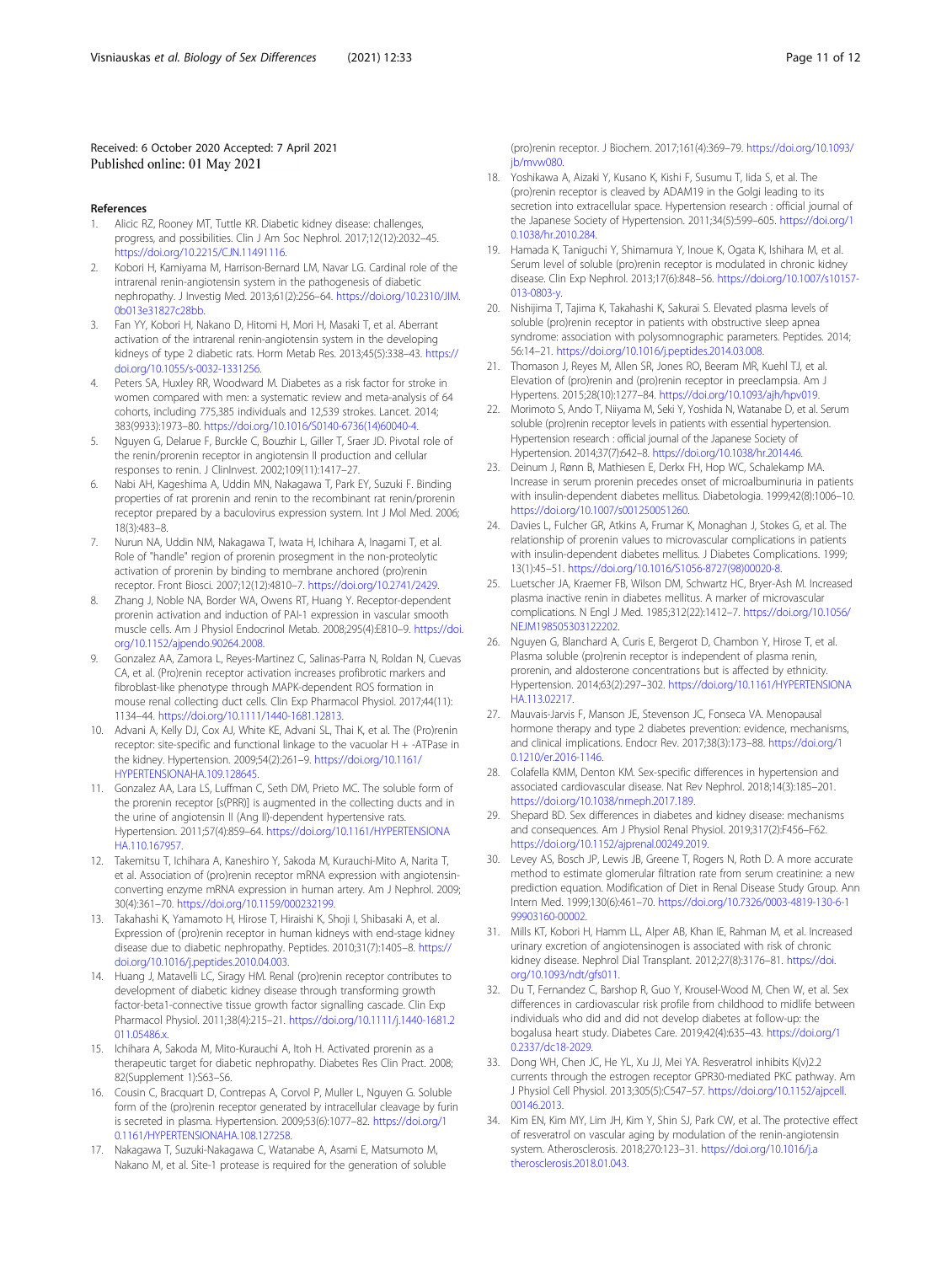Received: 6 October 2020 Accepted: 7 April 2021
Published online: 01 May 2021

## References

1. Alicic RZ, Rooney MT, Tuttle KR. Diabetic kidney disease: challenges, progress, and possibilities. Clin J Am Soc Nephrol. 2017;12(12):2032–45. https://doi.org/10.2215/CJN.11491116.
2. Kobori H, Kamiyama M, Harrison-Bernard LM, Navar LG. Cardinal role of the intrarenal renin-angiotensin system in the pathogenesis of diabetic nephropathy. J Investig Med. 2013;61(2):256–64. https://doi.org/10.2310/JIM.0b013e31827c28bb.
3. Fan YY, Kobori H, Nakano D, Hitomi H, Mori H, Masaki T, et al. Aberrant activation of the intrarenal renin-angiotensin system in the developing kidneys of type 2 diabetic rats. Horm Metab Res. 2013;45(5):338–43. https://doi.org/10.1055/s-0032-1331256.
4. Peters SA, Huxley RR, Woodward M. Diabetes as a risk factor for stroke in women compared with men: a systematic review and meta-analysis of 64 cohorts, including 775,385 individuals and 12,539 strokes. Lancet. 2014; 383(9933):1973–80. https://doi.org/10.1016/S0140-6736(14)60040-4.
5. Nguyen G, Delarue F, Burckle C, Bouzhir L, Giller T, Sraer JD. Pivotal role of the renin/prorenin receptor in angiotensin II production and cellular responses to renin. J ClinInvest. 2002;109(11):1417–27.
6. Nabi AH, Kageshima A, Uddin MN, Nakagawa T, Park EY, Suzuki F. Binding properties of rat prorenin and renin to the recombinant rat renin/prorenin receptor prepared by a baculovirus expression system. Int J Mol Med. 2006; 18(3):483–8.
7. Nurun NA, Uddin NM, Nakagawa T, Iwata H, Ichihara A, Inagami T, et al. Role of "handle" region of prorenin prosegment in the non-proteolytic activation of prorenin by binding to membrane anchored (pro)renin receptor. Front Biosci. 2007;12(12):4810–7. https://doi.org/10.2741/2429.
8. Zhang J, Noble NA, Border WA, Owens RT, Huang Y. Receptor-dependent prorenin activation and induction of PAI-1 expression in vascular smooth muscle cells. Am J Physiol Endocrinol Metab. 2008;295(4):E810–9. https://doi.org/10.1152/ajpendo.90264.2008.
9. Gonzalez AA, Zamora L, Reyes-Martinez C, Salinas-Parra N, Roldan N, Cuevas CA, et al. (Pro)renin receptor activation increases profibrotic markers and fibroblast-like phenotype through MAPK-dependent ROS formation in mouse renal collecting duct cells. Clin Exp Pharmacol Physiol. 2017;44(11): 1134–44. https://doi.org/10.1111/1440-1681.12813.
10. Advani A, Kelly DJ, Cox AJ, White KE, Advani SL, Thai K, et al. The (Pro)renin receptor: site-specific and functional linkage to the vacuolar H + -ATPase in the kidney. Hypertension. 2009;54(2):261–9. https://doi.org/10.1161/HYPERTENSIONAHA.109.128645.
11. Gonzalez AA, Lara LS, Luffman C, Seth DM, Prieto MC. The soluble form of the prorenin receptor [s(PRR)] is augmented in the collecting ducts and in the urine of angiotensin II (Ang II)-dependent hypertensive rats. Hypertension. 2011;57(4):859–64. https://doi.org/10.1161/HYPERTENSIONAHA.110.167957.
12. Takemitsu T, Ichihara A, Kaneshiro Y, Sakoda M, Kurauchi-Mito A, Narita T, et al. Association of (pro)renin receptor mRNA expression with angiotensin-converting enzyme mRNA expression in human artery. Am J Nephrol. 2009; 30(4):361–70. https://doi.org/10.1159/000232199.
13. Takahashi K, Yamamoto H, Hirose T, Hiraishi K, Shoji I, Shibasaki A, et al. Expression of (pro)renin receptor in human kidneys with end-stage kidney disease due to diabetic nephropathy. Peptides. 2010;31(7):1405–8. https://doi.org/10.1016/j.peptides.2010.04.003.
14. Huang J, Matavelli LC, Siragy HM. Renal (pro)renin receptor contributes to development of diabetic kidney disease through transforming growth factor-beta1-connective tissue growth factor signalling cascade. Clin Exp Pharmacol Physiol. 2011;38(4):215–21. https://doi.org/10.1111/j.1440-1681.2011.05486.x.
15. Ichihara A, Sakoda M, Mito-Kurauchi A, Itoh H. Activated prorenin as a therapeutic target for diabetic nephropathy. Diabetes Res Clin Pract. 2008; 82(Supplement 1):S63–S6.
16. Cousin C, Bracquart D, Contrepas A, Corvol P, Muller L, Nguyen G. Soluble form of the (pro)renin receptor generated by intracellular cleavage by furin is secreted in plasma. Hypertension. 2009;53(6):1077–82. https://doi.org/10.1161/HYPERTENSIONAHA.108.127258.
17. Nakagawa T, Suzuki-Nakagawa C, Watanabe A, Asami E, Matsumoto M, Nakano M, et al. Site-1 protease is required for the generation of soluble (pro)renin receptor. J Biochem. 2017;161(4):369–79. https://doi.org/10.1093/jb/mvw080.
18. Yoshikawa A, Aizaki Y, Kusano K, Kishi F, Susumu T, Iida S, et al. The (pro)renin receptor is cleaved by ADAM19 in the Golgi leading to its secretion into extracellular space. Hypertension research : official journal of the Japanese Society of Hypertension. 2011;34(5):599–605. https://doi.org/10.1038/hr.2010.284.
19. Hamada K, Taniguchi Y, Shimamura Y, Inoue K, Ogata K, Ishihara M, et al. Serum level of soluble (pro)renin receptor is modulated in chronic kidney disease. Clin Exp Nephrol. 2013;17(6):848–56. https://doi.org/10.1007/s10157-013-0803-y.
20. Nishijima T, Tajima K, Takahashi K, Sakurai S. Elevated plasma levels of soluble (pro)renin receptor in patients with obstructive sleep apnea syndrome: association with polysomnographic parameters. Peptides. 2014; 56:14–21. https://doi.org/10.1016/j.peptides.2014.03.008.
21. Thomason J, Reyes M, Allen SR, Jones RO, Beeram MR, Kuehl TJ, et al. Elevation of (pro)renin and (pro)renin receptor in preeclampsia. Am J Hypertens. 2015;28(10):1277–84. https://doi.org/10.1093/ajh/hpv019.
22. Morimoto S, Ando T, Niiyama M, Seki Y, Yoshida N, Watanabe D, et al. Serum soluble (pro)renin receptor levels in patients with essential hypertension. Hypertension research : official journal of the Japanese Society of Hypertension. 2014;37(7):642–8. https://doi.org/10.1038/hr.2014.46.
23. Deinum J, Rønn B, Mathiesen E, Derkx FH, Hop WC, Schalekamp MA. Increase in serum prorenin precedes onset of microalbuminuria in patients with insulin-dependent diabetes mellitus. Diabetologia. 1999;42(8):1006–10. https://doi.org/10.1007/s001250051260.
24. Davies L, Fulcher GR, Atkins A, Frumar K, Monaghan J, Stokes G, et al. The relationship of prorenin values to microvascular complications in patients with insulin-dependent diabetes mellitus. J Diabetes Complications. 1999; 13(1):45–51. https://doi.org/10.1016/S1056-8727(98)00020-8.
25. Luetscher JA, Kraemer FB, Wilson DM, Schwartz HC, Bryer-Ash M. Increased plasma inactive renin in diabetes mellitus. A marker of microvascular complications. N Engl J Med. 1985;312(22):1412–7. https://doi.org/10.1056/NEJM198505303122202.
26. Nguyen G, Blanchard A, Curis E, Bergerot D, Chambon Y, Hirose T, et al. Plasma soluble (pro)renin receptor is independent of plasma renin, prorenin, and aldosterone concentrations but is affected by ethnicity. Hypertension. 2014;63(2):297–302. https://doi.org/10.1161/HYPERTENSIONAHA.113.02217.
27. Mauvais-Jarvis F, Manson JE, Stevenson JC, Fonseca VA. Menopausal hormone therapy and type 2 diabetes prevention: evidence, mechanisms, and clinical implications. Endocr Rev. 2017;38(3):173–88. https://doi.org/10.1210/er.2016-1146.
28. Colafella KMM, Denton KM. Sex-specific differences in hypertension and associated cardiovascular disease. Nat Rev Nephrol. 2018;14(3):185–201. https://doi.org/10.1038/nrneph.2017.189.
29. Shepard BD. Sex differences in diabetes and kidney disease: mechanisms and consequences. Am J Physiol Renal Physiol. 2019;317(2):F456–F62. https://doi.org/10.1152/ajprenal.00249.2019.
30. Levey AS, Bosch JP, Lewis JB, Greene T, Rogers N, Roth D. A more accurate method to estimate glomerular filtration rate from serum creatinine: a new prediction equation. Modification of Diet in Renal Disease Study Group. Ann Intern Med. 1999;130(6):461–70. https://doi.org/10.7326/0003-4819-130-6-199903160-00002.
31. Mills KT, Kobori H, Hamm LL, Alper AB, Khan IE, Rahman M, et al. Increased urinary excretion of angiotensinogen is associated with risk of chronic kidney disease. Nephrol Dial Transplant. 2012;27(8):3176–81. https://doi.org/10.1093/ndt/gfs011.
32. Du T, Fernandez C, Barshop R, Guo Y, Krousel-Wood M, Chen W, et al. Sex differences in cardiovascular risk profile from childhood to midlife between individuals who did and did not develop diabetes at follow-up: the bogalusa heart study. Diabetes Care. 2019;42(4):635–43. https://doi.org/10.2337/dc18-2029.
33. Dong WH, Chen JC, He YL, Xu JJ, Mei YA. Resveratrol inhibits K(v)2.2 currents through the estrogen receptor GPR30-mediated PKC pathway. Am J Physiol Cell Physiol. 2013;305(5):C547–57. https://doi.org/10.1152/ajpcell.00146.2013.
34. Kim EN, Kim MY, Lim JH, Kim Y, Shin SJ, Park CW, et al. The protective effect of resveratrol on vascular aging by modulation of the renin-angiotensin system. Atherosclerosis. 2018;270:123–31. https://doi.org/10.1016/j.atherosclerosis.2018.01.043.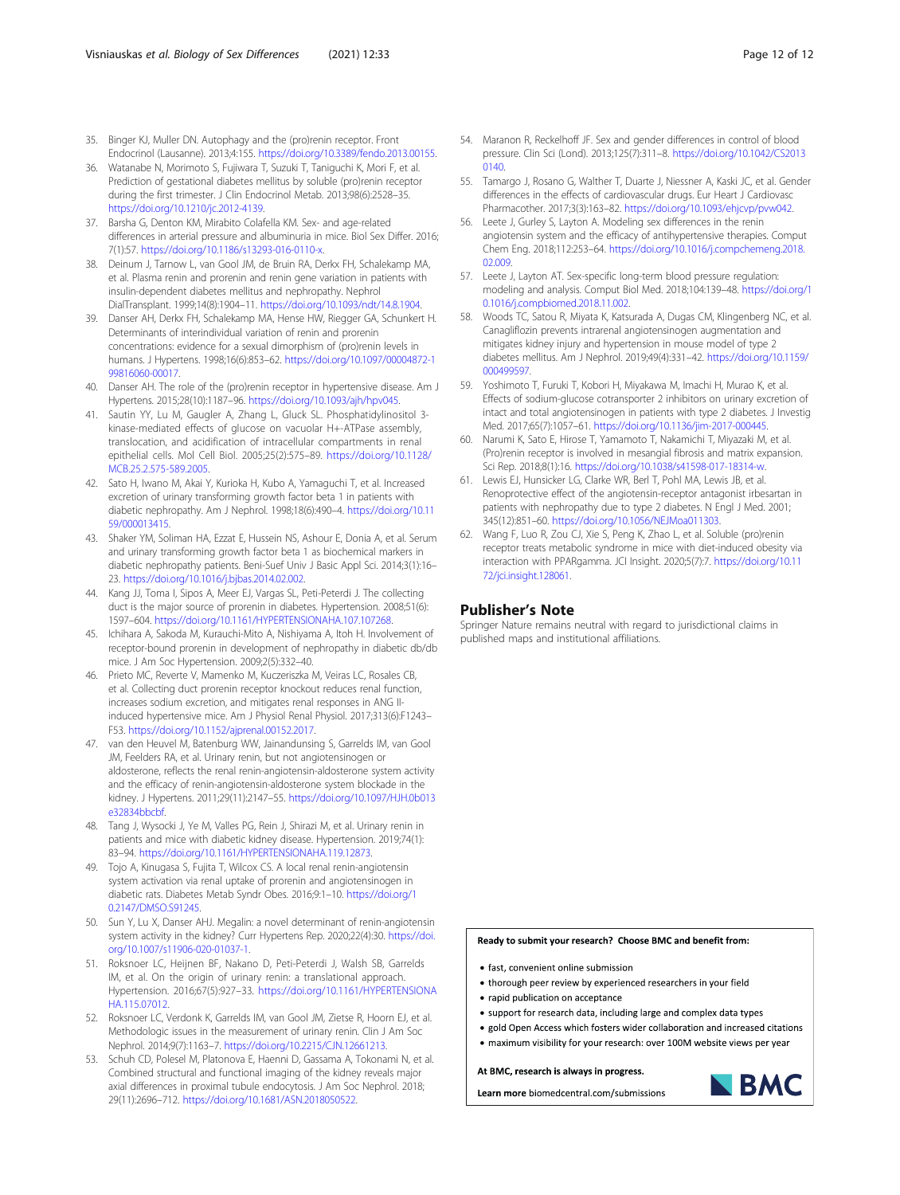35. Binger KJ, Muller DN. Autophagy and the (pro)renin receptor. Front Endocrinol (Lausanne). 2013;4:155. https://doi.org/10.3389/fendo.2013.00155.
36. Watanabe N, Morimoto S, Fujiwara T, Suzuki T, Taniguchi K, Mori F, et al. Prediction of gestational diabetes mellitus by soluble (pro)renin receptor during the first trimester. J Clin Endocrinol Metab. 2013;98(6):2528–35. https://doi.org/10.1210/jc.2012-4139.
37. Barsha G, Denton KM, Mirabito Colafella KM. Sex- and age-related differences in arterial pressure and albuminuria in mice. Biol Sex Differ. 2016; 7(1):57. https://doi.org/10.1186/s13293-016-0110-x.
38. Deinum J, Tarnow L, van Gool JM, de Bruin RA, Derkx FH, Schalekamp MA, et al. Plasma renin and prorenin and renin gene variation in patients with insulin-dependent diabetes mellitus and nephropathy. Nephrol DialTransplant. 1999;14(8):1904–11. https://doi.org/10.1093/ndt/14.8.1904.
39. Danser AH, Derkx FH, Schalekamp MA, Hense HW, Riegger GA, Schunkert H. Determinants of interindividual variation of renin and prorenin concentrations: evidence for a sexual dimorphism of (pro)renin levels in humans. J Hypertens. 1998;16(6):853–62. https://doi.org/10.1097/00004872-199816060-00017.
40. Danser AH. The role of the (pro)renin receptor in hypertensive disease. Am J Hypertens. 2015;28(10):1187–96. https://doi.org/10.1093/ajh/hpv045.
41. Sautin YY, Lu M, Gaugler A, Zhang L, Gluck SL. Phosphatidylinositol 3-kinase-mediated effects of glucose on vacuolar H+-ATPase assembly, translocation, and acidification of intracellular compartments in renal epithelial cells. Mol Cell Biol. 2005;25(2):575–89. https://doi.org/10.1128/MCB.25.2.575-589.2005.
42. Sato H, Iwano M, Akai Y, Kurioka H, Kubo A, Yamaguchi T, et al. Increased excretion of urinary transforming growth factor beta 1 in patients with diabetic nephropathy. Am J Nephrol. 1998;18(6):490–4. https://doi.org/10.1159/000013415.
43. Shaker YM, Soliman HA, Ezzat E, Hussein NS, Ashour E, Donia A, et al. Serum and urinary transforming growth factor beta 1 as biochemical markers in diabetic nephropathy patients. Beni-Suef Univ J Basic Appl Sci. 2014;3(1):16–23. https://doi.org/10.1016/j.bjbas.2014.02.002.
44. Kang JJ, Toma I, Sipos A, Meer EJ, Vargas SL, Peti-Peterdi J. The collecting duct is the major source of prorenin in diabetes. Hypertension. 2008;51(6): 1597–604. https://doi.org/10.1161/HYPERTENSIONAHA.107.107268.
45. Ichihara A, Sakoda M, Kurauchi-Mito A, Nishiyama A, Itoh H. Involvement of receptor-bound prorenin in development of nephropathy in diabetic db/db mice. J Am Soc Hypertension. 2009;2(5):332–40.
46. Prieto MC, Reverte V, Mamenko M, Kuczeriszka M, Veiras LC, Rosales CB, et al. Collecting duct prorenin receptor knockout reduces renal function, increases sodium excretion, and mitigates renal responses in ANG II-induced hypertensive mice. Am J Physiol Renal Physiol. 2017;313(6):F1243–F53. https://doi.org/10.1152/ajprenal.00152.2017.
47. van den Heuvel M, Batenburg WW, Jainandunsing S, Garrelds IM, van Gool JM, Feelders RA, et al. Urinary renin, but not angiotensinogen or aldosterone, reflects the renal renin-angiotensin-aldosterone system activity and the efficacy of renin-angiotensin-aldosterone system blockade in the kidney. J Hypertens. 2011;29(11):2147–55. https://doi.org/10.1097/HJH.0b013e32834bbcbf.
48. Tang J, Wysocki J, Ye M, Valles PG, Rein J, Shirazi M, et al. Urinary renin in patients and mice with diabetic kidney disease. Hypertension. 2019;74(1): 83–94. https://doi.org/10.1161/HYPERTENSIONAHA.119.12873.
49. Tojo A, Kinugasa S, Fujita T, Wilcox CS. A local renal renin-angiotensin system activation via renal uptake of prorenin and angiotensinogen in diabetic rats. Diabetes Metab Syndr Obes. 2016;9:1–10. https://doi.org/10.2147/DMSO.S91245.
50. Sun Y, Lu X, Danser AHJ. Megalin: a novel determinant of renin-angiotensin system activity in the kidney? Curr Hypertens Rep. 2020;22(4):30. https://doi.org/10.1007/s11906-020-01037-1.
51. Roksnoer LC, Heijnen BF, Nakano D, Peti-Peterdi J, Walsh SB, Garrelds IM, et al. On the origin of urinary renin: a translational approach. Hypertension. 2016;67(5):927–33. https://doi.org/10.1161/HYPERTENSIONAHA.115.07012.
52. Roksnoer LC, Verdonk K, Garrelds IM, van Gool JM, Zietse R, Hoorn EJ, et al. Methodologic issues in the measurement of urinary renin. Clin J Am Soc Nephrol. 2014;9(7):1163–7. https://doi.org/10.2215/CJN.12661213.
53. Schuh CD, Polesel M, Platonova E, Haenni D, Gassama A, Tokonami N, et al. Combined structural and functional imaging of the kidney reveals major axial differences in proximal tubule endocytosis. J Am Soc Nephrol. 2018; 29(11):2696–712. https://doi.org/10.1681/ASN.2018050522.
54. Maranon R, Reckelhoff JF. Sex and gender differences in control of blood pressure. Clin Sci (Lond). 2013;125(7):311–8. https://doi.org/10.1042/CS20130140.
55. Tamargo J, Rosano G, Walther T, Duarte J, Niessner A, Kaski JC, et al. Gender differences in the effects of cardiovascular drugs. Eur Heart J Cardiovasc Pharmacother. 2017;3(3):163–82. https://doi.org/10.1093/ehjcvp/pvw042.
56. Leete J, Gurley S, Layton A. Modeling sex differences in the renin angiotensin system and the efficacy of antihypertensive therapies. Comput Chem Eng. 2018;112:253–64. https://doi.org/10.1016/j.compchemeng.2018.02.009.
57. Leete J, Layton AT. Sex-specific long-term blood pressure regulation: modeling and analysis. Comput Biol Med. 2018;104:139–48. https://doi.org/10.1016/j.compbiomed.2018.11.002.
58. Woods TC, Satou R, Miyata K, Katsurada A, Dugas CM, Klingenberg NC, et al. Canagliflozin prevents intrarenal angiotensinogen augmentation and mitigates kidney injury and hypertension in mouse model of type 2 diabetes mellitus. Am J Nephrol. 2019;49(4):331–42. https://doi.org/10.1159/000499597.
59. Yoshimoto T, Furuki T, Kobori H, Miyakawa M, Imachi H, Murao K, et al. Effects of sodium-glucose cotransporter 2 inhibitors on urinary excretion of intact and total angiotensinogen in patients with type 2 diabetes. J Investig Med. 2017;65(7):1057–61. https://doi.org/10.1136/jim-2017-000445.
60. Narumi K, Sato E, Hirose T, Yamamoto T, Nakamichi T, Miyazaki M, et al. (Pro)renin receptor is involved in mesangial fibrosis and matrix expansion. Sci Rep. 2018;8(1):16. https://doi.org/10.1038/s41598-017-18314-w.
61. Lewis EJ, Hunsicker LG, Clarke WR, Berl T, Pohl MA, Lewis JB, et al. Renoprotective effect of the angiotensin-receptor antagonist irbesartan in patients with nephropathy due to type 2 diabetes. N Engl J Med. 2001; 345(12):851–60. https://doi.org/10.1056/NEJMoa011303.
62. Wang F, Luo R, Zou CJ, Xie S, Peng K, Zhao L, et al. Soluble (pro)renin receptor treats metabolic syndrome in mice with diet-induced obesity via interaction with PPARgamma. JCI Insight. 2020;5(7):7. https://doi.org/10.1172/jci.insight.128061.

## Publisher's Note

Springer Nature remains neutral with regard to jurisdictional claims in published maps and institutional affiliations.

**Ready to submit your research? Choose BMC and benefit from:**

- fast, convenient online submission
- thorough peer review by experienced researchers in your field
- rapid publication on acceptance
- support for research data, including large and complex data types
- gold Open Access which fosters wider collaboration and increased citations
- maximum visibility for your research: over 100M website views per year

**At BMC, research is always in progress.**

**Learn more** biomedcentral.com/submissions

BMC